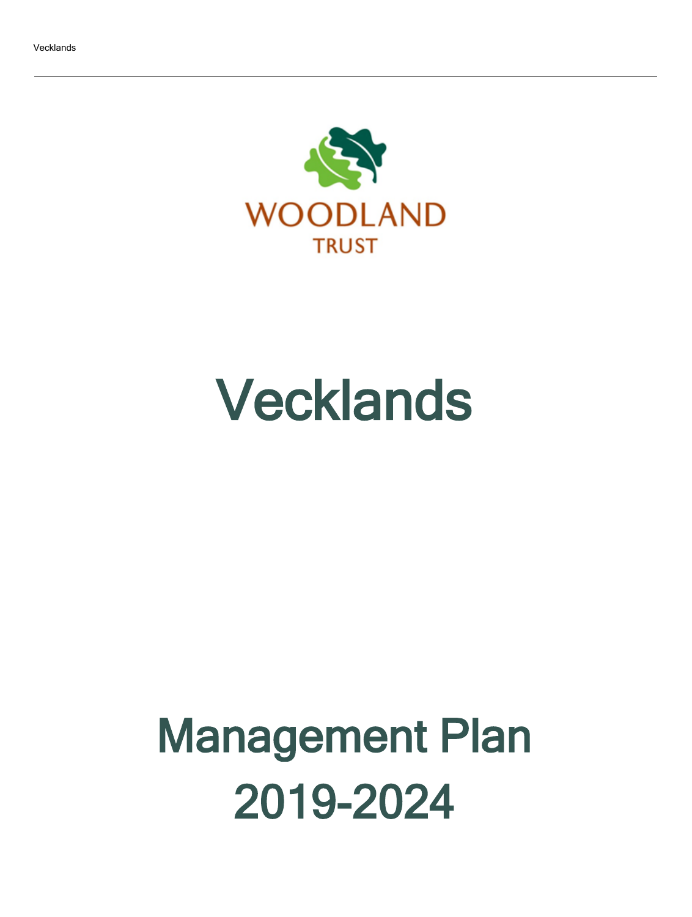WOODLAND TRUST

# Vecklands

# Management Plan 2019-2024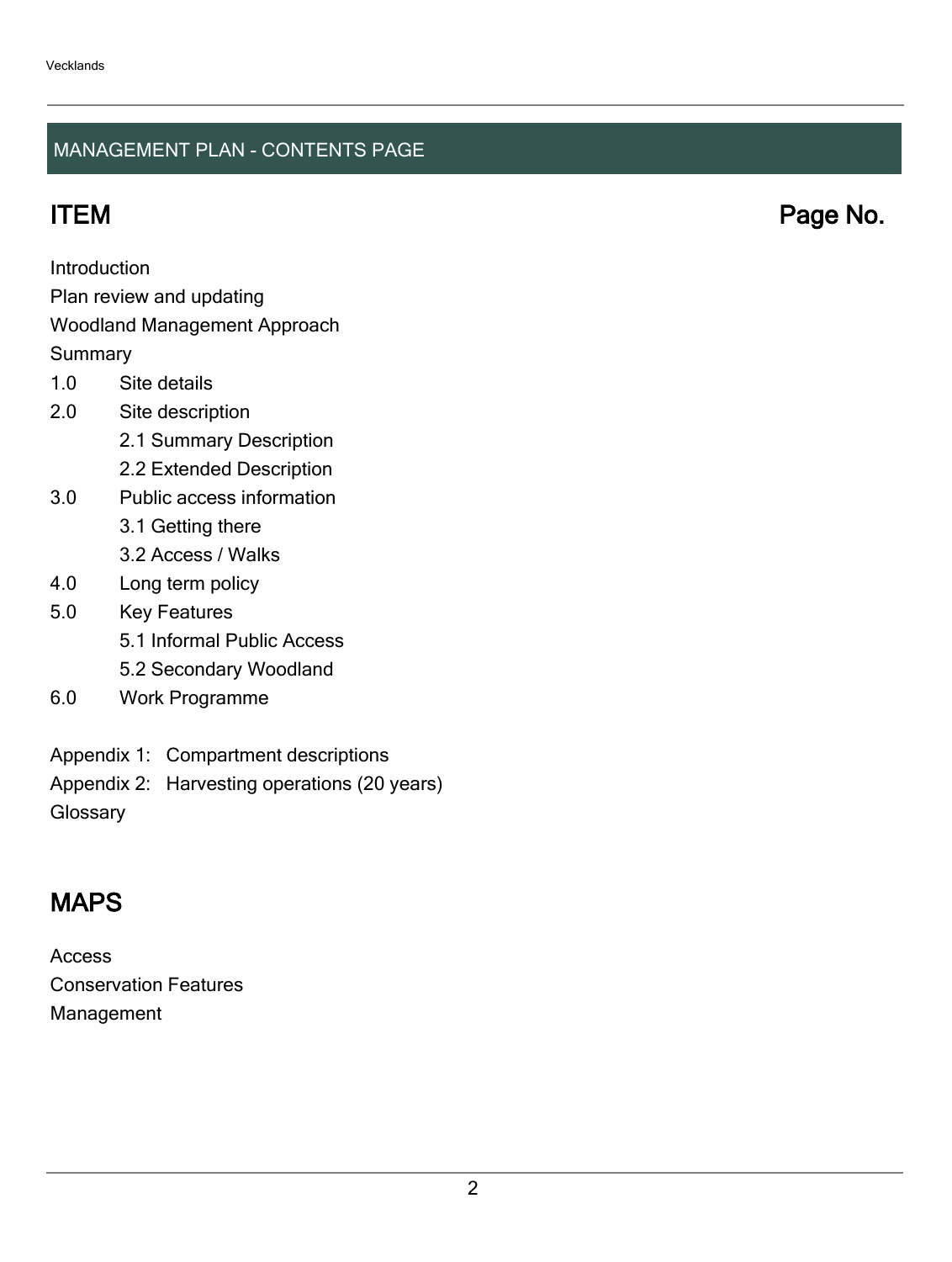## MANAGEMENT PLAN - CONTENTS PAGE

| ITEM | Page No. |
|---|---|
| Introduction | |
| Plan review and updating | |
| Woodland Management Approach | |
| Summary | |
| 1.0 Site details | |
| 2.0 Site description | |
| 2.1 Summary Description | |
| 2.2 Extended Description | |
| 3.0 Public access information | |
| 3.1 Getting there | |
| 3.2 Access / Walks | |
| 4.0 Long term policy | |
| 5.0 Key Features | |
| 5.1 Informal Public Access | |
| 5.2 Secondary Woodland | |
| 6.0 Work Programme | |
| Appendix 1: Compartment descriptions | |
| Appendix 2: Harvesting operations (20 years) | |
| Glossary | |

## MAPS

Access
Conservation Features
Management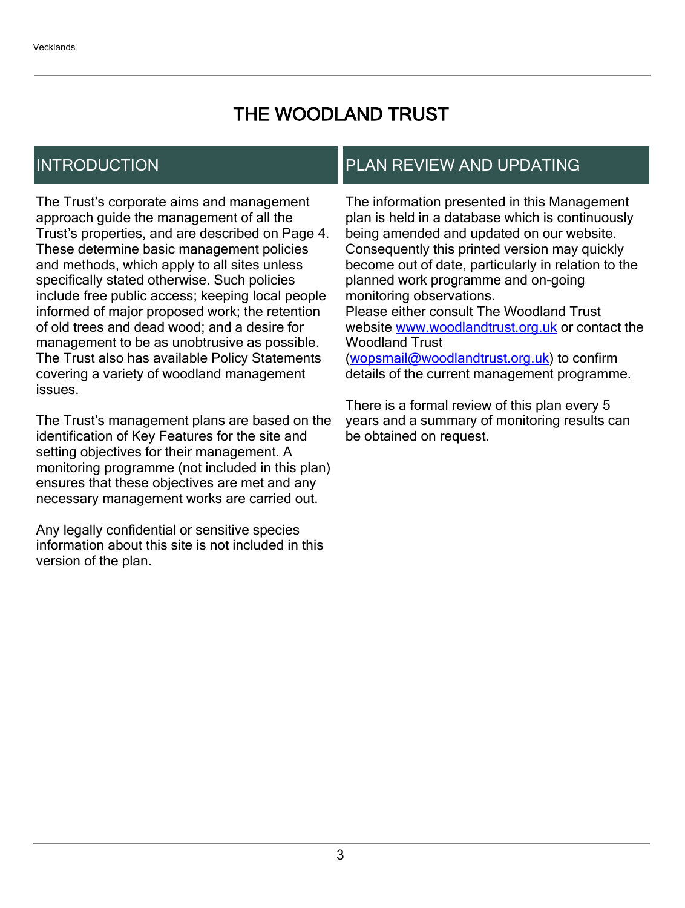# THE WOODLAND TRUST

## INTRODUCTION

The Trust's corporate aims and management approach guide the management of all the Trust's properties, and are described on Page 4. These determine basic management policies and methods, which apply to all sites unless specifically stated otherwise. Such policies include free public access; keeping local people informed of major proposed work; the retention of old trees and dead wood; and a desire for management to be as unobtrusive as possible. The Trust also has available Policy Statements covering a variety of woodland management issues.

The Trust's management plans are based on the identification of Key Features for the site and setting objectives for their management. A monitoring programme (not included in this plan) ensures that these objectives are met and any necessary management works are carried out.

Any legally confidential or sensitive species information about this site is not included in this version of the plan.

## PLAN REVIEW AND UPDATING

The information presented in this Management plan is held in a database which is continuously being amended and updated on our website. Consequently this printed version may quickly become out of date, particularly in relation to the planned work programme and on-going monitoring observations.
Please either consult The Woodland Trust website [www.woodlandtrust.org.uk](http://www.woodlandtrust.org.uk) or contact the Woodland Trust ([wopsmail@woodlandtrust.org.uk](mailto:wopsmail@woodlandtrust.org.uk)) to confirm details of the current management programme.

There is a formal review of this plan every 5 years and a summary of monitoring results can be obtained on request.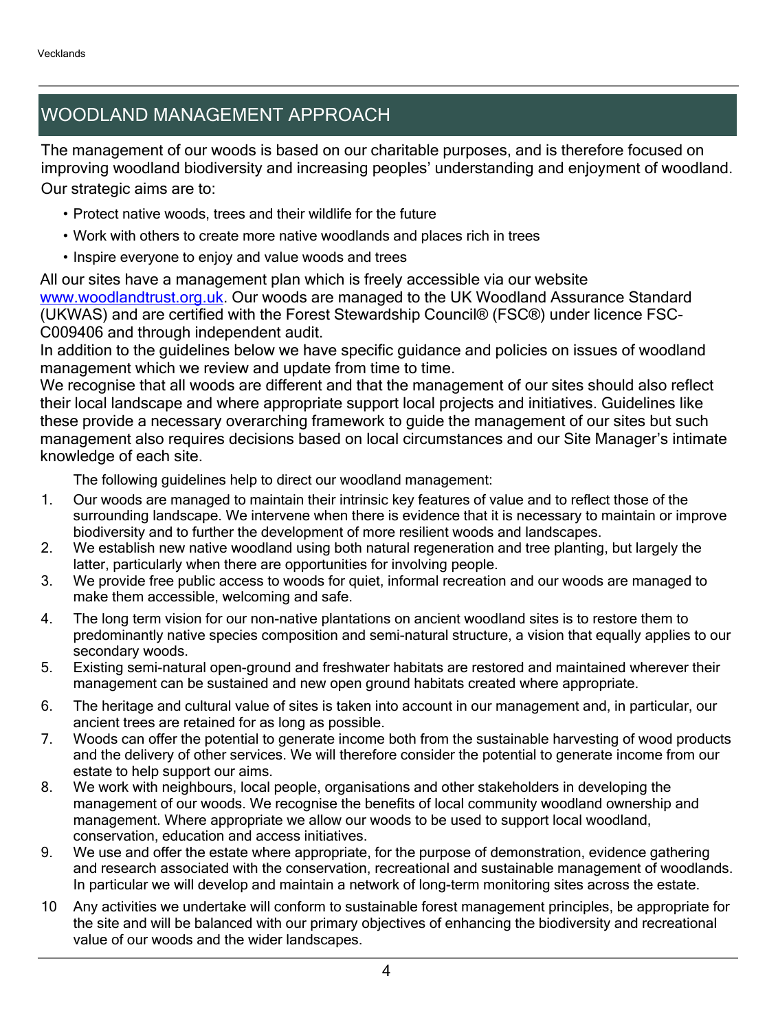## WOODLAND MANAGEMENT APPROACH

The management of our woods is based on our charitable purposes, and is therefore focused on improving woodland biodiversity and increasing peoples' understanding and enjoyment of woodland. Our strategic aims are to:

- Protect native woods, trees and their wildlife for the future
- Work with others to create more native woodlands and places rich in trees
- Inspire everyone to enjoy and value woods and trees

All our sites have a management plan which is freely accessible via our website [www.woodlandtrust.org.uk](www.woodlandtrust.org.uk). Our woods are managed to the UK Woodland Assurance Standard (UKWAS) and are certified with the Forest Stewardship Council® (FSC®) under licence FSC-C009406 and through independent audit.

In addition to the guidelines below we have specific guidance and policies on issues of woodland management which we review and update from time to time.

We recognise that all woods are different and that the management of our sites should also reflect their local landscape and where appropriate support local projects and initiatives. Guidelines like these provide a necessary overarching framework to guide the management of our sites but such management also requires decisions based on local circumstances and our Site Manager's intimate knowledge of each site.

The following guidelines help to direct our woodland management:

1. Our woods are managed to maintain their intrinsic key features of value and to reflect those of the surrounding landscape. We intervene when there is evidence that it is necessary to maintain or improve biodiversity and to further the development of more resilient woods and landscapes.
2. We establish new native woodland using both natural regeneration and tree planting, but largely the latter, particularly when there are opportunities for involving people.
3. We provide free public access to woods for quiet, informal recreation and our woods are managed to make them accessible, welcoming and safe.
4. The long term vision for our non-native plantations on ancient woodland sites is to restore them to predominantly native species composition and semi-natural structure, a vision that equally applies to our secondary woods.
5. Existing semi-natural open-ground and freshwater habitats are restored and maintained wherever their management can be sustained and new open ground habitats created where appropriate.
6. The heritage and cultural value of sites is taken into account in our management and, in particular, our ancient trees are retained for as long as possible.
7. Woods can offer the potential to generate income both from the sustainable harvesting of wood products and the delivery of other services. We will therefore consider the potential to generate income from our estate to help support our aims.
8. We work with neighbours, local people, organisations and other stakeholders in developing the management of our woods. We recognise the benefits of local community woodland ownership and management. Where appropriate we allow our woods to be used to support local woodland, conservation, education and access initiatives.
9. We use and offer the estate where appropriate, for the purpose of demonstration, evidence gathering and research associated with the conservation, recreational and sustainable management of woodlands. In particular we will develop and maintain a network of long-term monitoring sites across the estate.
10. Any activities we undertake will conform to sustainable forest management principles, be appropriate for the site and will be balanced with our primary objectives of enhancing the biodiversity and recreational value of our woods and the wider landscapes.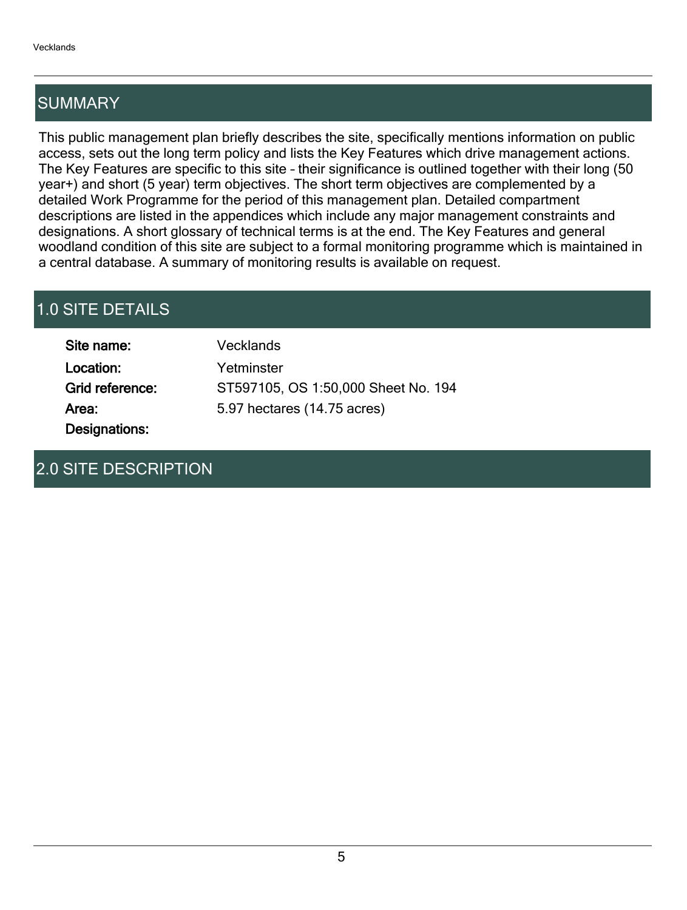## SUMMARY

This public management plan briefly describes the site, specifically mentions information on public access, sets out the long term policy and lists the Key Features which drive management actions. The Key Features are specific to this site – their significance is outlined together with their long (50 year+) and short (5 year) term objectives. The short term objectives are complemented by a detailed Work Programme for the period of this management plan. Detailed compartment descriptions are listed in the appendices which include any major management constraints and designations. A short glossary of technical terms is at the end. The Key Features and general woodland condition of this site are subject to a formal monitoring programme which is maintained in a central database. A summary of monitoring results is available on request.

## 1.0 SITE DETAILS

| | |
|---|---|
| **Site name:** | Vecklands |
| **Location:** | Yetminster |
| **Grid reference:** | ST597105, OS 1:50,000 Sheet No. 194 |
| **Area:** | 5.97 hectares (14.75 acres) |
| **Designations:** | |

## 2.0 SITE DESCRIPTION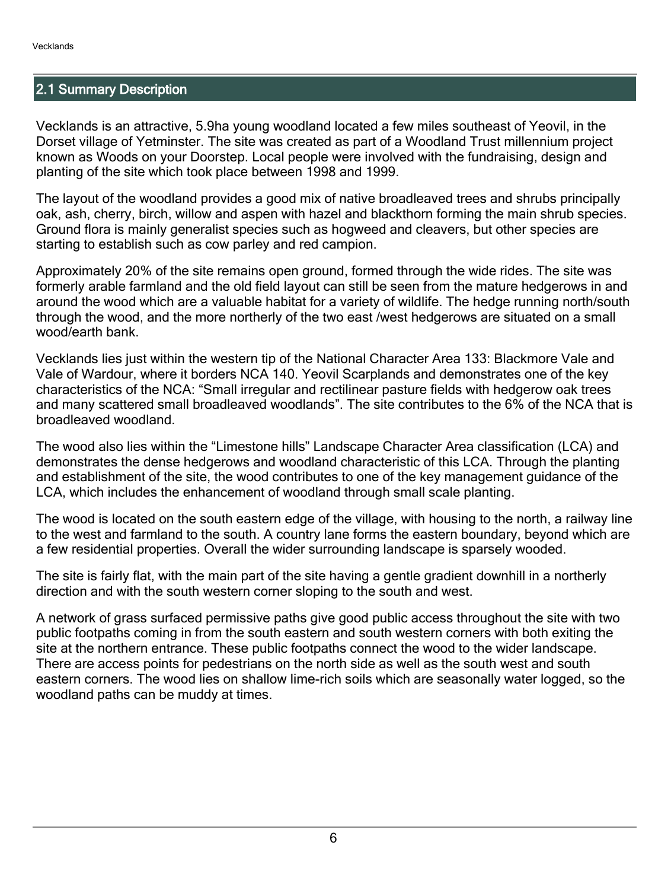## 2.1 Summary Description

Vecklands is an attractive, 5.9ha young woodland located a few miles southeast of Yeovil, in the Dorset village of Yetminster. The site was created as part of a Woodland Trust millennium project known as Woods on your Doorstep. Local people were involved with the fundraising, design and planting of the site which took place between 1998 and 1999.

The layout of the woodland provides a good mix of native broadleaved trees and shrubs principally oak, ash, cherry, birch, willow and aspen with hazel and blackthorn forming the main shrub species. Ground flora is mainly generalist species such as hogweed and cleavers, but other species are starting to establish such as cow parley and red campion.

Approximately 20% of the site remains open ground, formed through the wide rides. The site was formerly arable farmland and the old field layout can still be seen from the mature hedgerows in and around the wood which are a valuable habitat for a variety of wildlife. The hedge running north/south through the wood, and the more northerly of the two east /west hedgerows are situated on a small wood/earth bank.

Vecklands lies just within the western tip of the National Character Area 133: Blackmore Vale and Vale of Wardour, where it borders NCA 140. Yeovil Scarplands and demonstrates one of the key characteristics of the NCA: "Small irregular and rectilinear pasture fields with hedgerow oak trees and many scattered small broadleaved woodlands". The site contributes to the 6% of the NCA that is broadleaved woodland.

The wood also lies within the "Limestone hills" Landscape Character Area classification (LCA) and demonstrates the dense hedgerows and woodland characteristic of this LCA. Through the planting and establishment of the site, the wood contributes to one of the key management guidance of the LCA, which includes the enhancement of woodland through small scale planting.

The wood is located on the south eastern edge of the village, with housing to the north, a railway line to the west and farmland to the south. A country lane forms the eastern boundary, beyond which are a few residential properties. Overall the wider surrounding landscape is sparsely wooded.

The site is fairly flat, with the main part of the site having a gentle gradient downhill in a northerly direction and with the south western corner sloping to the south and west.

A network of grass surfaced permissive paths give good public access throughout the site with two public footpaths coming in from the south eastern and south western corners with both exiting the site at the northern entrance. These public footpaths connect the wood to the wider landscape. There are access points for pedestrians on the north side as well as the south west and south eastern corners. The wood lies on shallow lime-rich soils which are seasonally water logged, so the woodland paths can be muddy at times.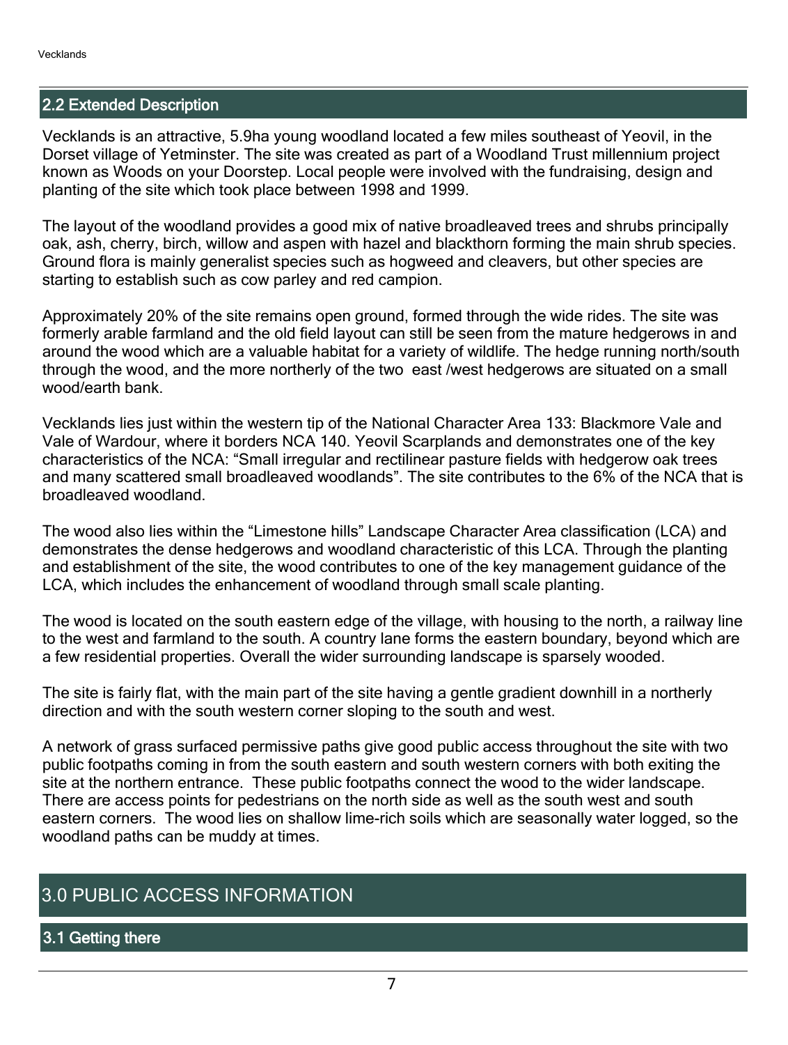## 2.2 Extended Description

Vecklands is an attractive, 5.9ha young woodland located a few miles southeast of Yeovil, in the Dorset village of Yetminster. The site was created as part of a Woodland Trust millennium project known as Woods on your Doorstep. Local people were involved with the fundraising, design and planting of the site which took place between 1998 and 1999.

The layout of the woodland provides a good mix of native broadleaved trees and shrubs principally oak, ash, cherry, birch, willow and aspen with hazel and blackthorn forming the main shrub species. Ground flora is mainly generalist species such as hogweed and cleavers, but other species are starting to establish such as cow parley and red campion.

Approximately 20% of the site remains open ground, formed through the wide rides. The site was formerly arable farmland and the old field layout can still be seen from the mature hedgerows in and around the wood which are a valuable habitat for a variety of wildlife. The hedge running north/south through the wood, and the more northerly of the two east /west hedgerows are situated on a small wood/earth bank.

Vecklands lies just within the western tip of the National Character Area 133: Blackmore Vale and Vale of Wardour, where it borders NCA 140. Yeovil Scarplands and demonstrates one of the key characteristics of the NCA: "Small irregular and rectilinear pasture fields with hedgerow oak trees and many scattered small broadleaved woodlands". The site contributes to the 6% of the NCA that is broadleaved woodland.

The wood also lies within the "Limestone hills" Landscape Character Area classification (LCA) and demonstrates the dense hedgerows and woodland characteristic of this LCA. Through the planting and establishment of the site, the wood contributes to one of the key management guidance of the LCA, which includes the enhancement of woodland through small scale planting.

The wood is located on the south eastern edge of the village, with housing to the north, a railway line to the west and farmland to the south. A country lane forms the eastern boundary, beyond which are a few residential properties. Overall the wider surrounding landscape is sparsely wooded.

The site is fairly flat, with the main part of the site having a gentle gradient downhill in a northerly direction and with the south western corner sloping to the south and west.

A network of grass surfaced permissive paths give good public access throughout the site with two public footpaths coming in from the south eastern and south western corners with both exiting the site at the northern entrance. These public footpaths connect the wood to the wider landscape. There are access points for pedestrians on the north side as well as the south west and south eastern corners. The wood lies on shallow lime-rich soils which are seasonally water logged, so the woodland paths can be muddy at times.

# 3.0 PUBLIC ACCESS INFORMATION

## 3.1 Getting there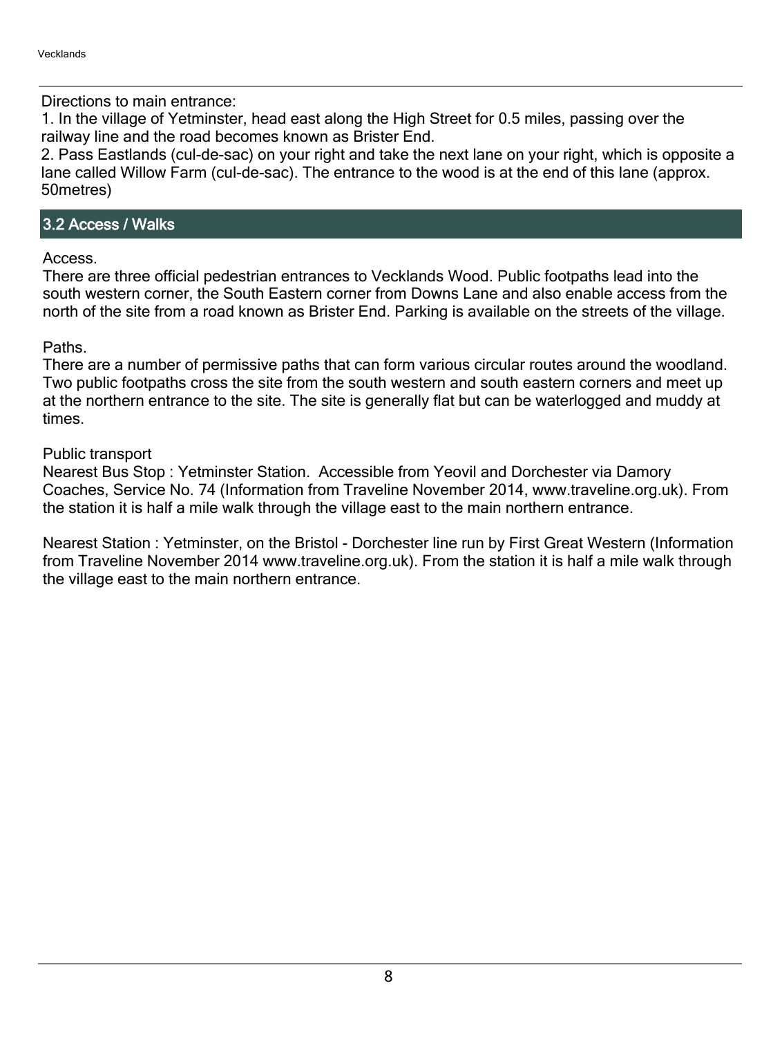Directions to main entrance:

1. In the village of Yetminster, head east along the High Street for 0.5 miles, passing over the railway line and the road becomes known as Brister End.
2. Pass Eastlands (cul-de-sac) on your right and take the next lane on your right, which is opposite a lane called Willow Farm (cul-de-sac). The entrance to the wood is at the end of this lane (approx. 50metres)

## 3.2 Access / Walks

Access.

There are three official pedestrian entrances to Vecklands Wood. Public footpaths lead into the south western corner, the South Eastern corner from Downs Lane and also enable access from the north of the site from a road known as Brister End. Parking is available on the streets of the village.

Paths.

There are a number of permissive paths that can form various circular routes around the woodland. Two public footpaths cross the site from the south western and south eastern corners and meet up at the northern entrance to the site. The site is generally flat but can be waterlogged and muddy at times.

Public transport

Nearest Bus Stop : Yetminster Station. Accessible from Yeovil and Dorchester via Damory Coaches, Service No. 74 (Information from Traveline November 2014, www.traveline.org.uk). From the station it is half a mile walk through the village east to the main northern entrance.

Nearest Station : Yetminster, on the Bristol - Dorchester line run by First Great Western (Information from Traveline November 2014 www.traveline.org.uk). From the station it is half a mile walk through the village east to the main northern entrance.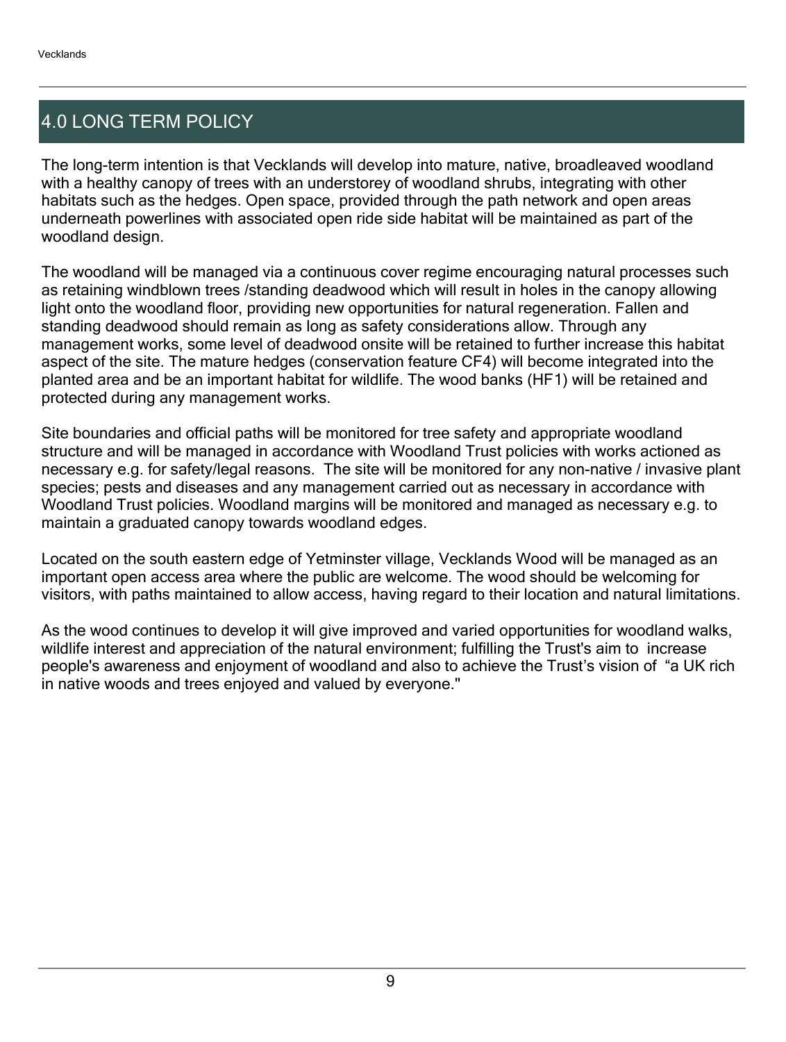## 4.0 LONG TERM POLICY

The long-term intention is that Vecklands will develop into mature, native, broadleaved woodland with a healthy canopy of trees with an understorey of woodland shrubs, integrating with other habitats such as the hedges. Open space, provided through the path network and open areas underneath powerlines with associated open ride side habitat will be maintained as part of the woodland design.

The woodland will be managed via a continuous cover regime encouraging natural processes such as retaining windblown trees /standing deadwood which will result in holes in the canopy allowing light onto the woodland floor, providing new opportunities for natural regeneration. Fallen and standing deadwood should remain as long as safety considerations allow. Through any management works, some level of deadwood onsite will be retained to further increase this habitat aspect of the site. The mature hedges (conservation feature CF4) will become integrated into the planted area and be an important habitat for wildlife. The wood banks (HF1) will be retained and protected during any management works.

Site boundaries and official paths will be monitored for tree safety and appropriate woodland structure and will be managed in accordance with Woodland Trust policies with works actioned as necessary e.g. for safety/legal reasons. The site will be monitored for any non-native / invasive plant species; pests and diseases and any management carried out as necessary in accordance with Woodland Trust policies. Woodland margins will be monitored and managed as necessary e.g. to maintain a graduated canopy towards woodland edges.

Located on the south eastern edge of Yetminster village, Vecklands Wood will be managed as an important open access area where the public are welcome. The wood should be welcoming for visitors, with paths maintained to allow access, having regard to their location and natural limitations.

As the wood continues to develop it will give improved and varied opportunities for woodland walks, wildlife interest and appreciation of the natural environment; fulfilling the Trust's aim to increase people's awareness and enjoyment of woodland and also to achieve the Trust's vision of "a UK rich in native woods and trees enjoyed and valued by everyone."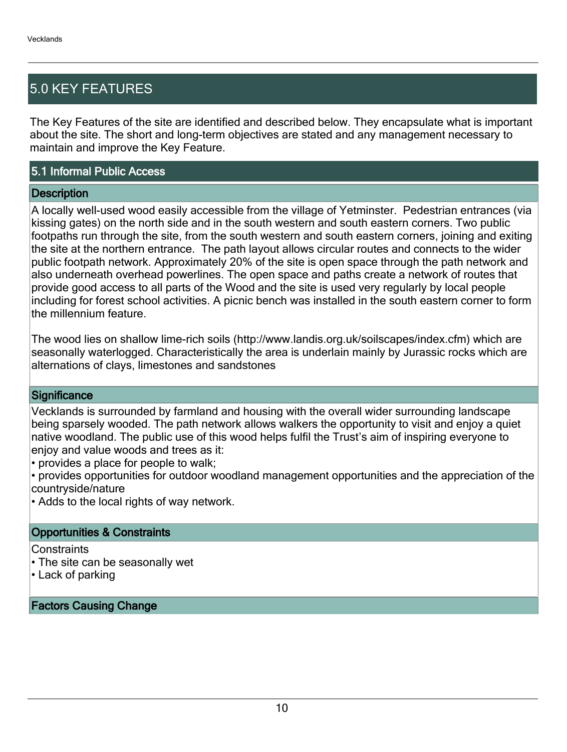## 5.0 KEY FEATURES

The Key Features of the site are identified and described below. They encapsulate what is important about the site. The short and long-term objectives are stated and any management necessary to maintain and improve the Key Feature.

### 5.1 Informal Public Access

#### Description

A locally well-used wood easily accessible from the village of Yetminster. Pedestrian entrances (via kissing gates) on the north side and in the south western and south eastern corners. Two public footpaths run through the site, from the south western and south eastern corners, joining and exiting the site at the northern entrance. The path layout allows circular routes and connects to the wider public footpath network. Approximately 20% of the site is open space through the path network and also underneath overhead powerlines. The open space and paths create a network of routes that provide good access to all parts of the Wood and the site is used very regularly by local people including for forest school activities. A picnic bench was installed in the south eastern corner to form the millennium feature.

The wood lies on shallow lime-rich soils (http://www.landis.org.uk/soilscapes/index.cfm) which are seasonally waterlogged. Characteristically the area is underlain mainly by Jurassic rocks which are alternations of clays, limestones and sandstones

#### Significance

Vecklands is surrounded by farmland and housing with the overall wider surrounding landscape being sparsely wooded. The path network allows walkers the opportunity to visit and enjoy a quiet native woodland. The public use of this wood helps fulfil the Trust's aim of inspiring everyone to enjoy and value woods and trees as it:

- provides a place for people to walk;
- provides opportunities for outdoor woodland management opportunities and the appreciation of the countryside/nature
- Adds to the local rights of way network.

#### Opportunities & Constraints

Constraints

- The site can be seasonally wet
- Lack of parking

#### Factors Causing Change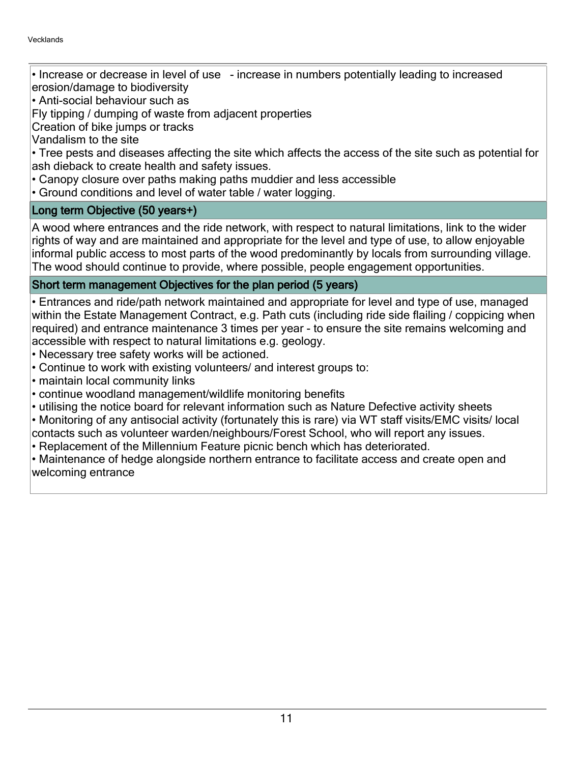- Increase or decrease in level of use - increase in numbers potentially leading to increased erosion/damage to biodiversity
- Anti-social behaviour such as

Fly tipping / dumping of waste from adjacent properties
Creation of bike jumps or tracks
Vandalism to the site

- Tree pests and diseases affecting the site which affects the access of the site such as potential for ash dieback to create health and safety issues.
- Canopy closure over paths making paths muddier and less accessible
- Ground conditions and level of water table / water logging.

### Long term Objective (50 years+)

A wood where entrances and the ride network, with respect to natural limitations, link to the wider rights of way and are maintained and appropriate for the level and type of use, to allow enjoyable informal public access to most parts of the wood predominantly by locals from surrounding village. The wood should continue to provide, where possible, people engagement opportunities.

### Short term management Objectives for the plan period (5 years)

- Entrances and ride/path network maintained and appropriate for level and type of use, managed within the Estate Management Contract, e.g. Path cuts (including ride side flailing / coppicing when required) and entrance maintenance 3 times per year - to ensure the site remains welcoming and accessible with respect to natural limitations e.g. geology.
- Necessary tree safety works will be actioned.
- Continue to work with existing volunteers/ and interest groups to:
- maintain local community links
- continue woodland management/wildlife monitoring benefits
- utilising the notice board for relevant information such as Nature Defective activity sheets
- Monitoring of any antisocial activity (fortunately this is rare) via WT staff visits/EMC visits/ local contacts such as volunteer warden/neighbours/Forest School, who will report any issues.
- Replacement of the Millennium Feature picnic bench which has deteriorated.
- Maintenance of hedge alongside northern entrance to facilitate access and create open and welcoming entrance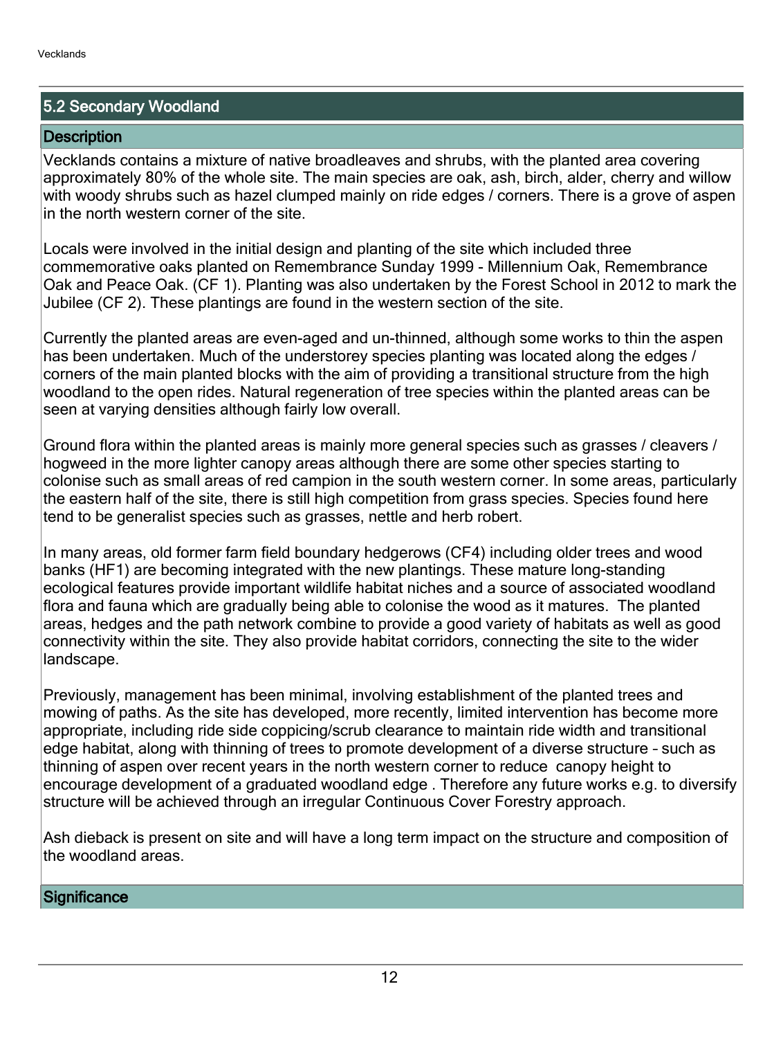## 5.2 Secondary Woodland

### Description

Vecklands contains a mixture of native broadleaves and shrubs, with the planted area covering approximately 80% of the whole site. The main species are oak, ash, birch, alder, cherry and willow with woody shrubs such as hazel clumped mainly on ride edges / corners. There is a grove of aspen in the north western corner of the site.

Locals were involved in the initial design and planting of the site which included three commemorative oaks planted on Remembrance Sunday 1999 - Millennium Oak, Remembrance Oak and Peace Oak. (CF 1). Planting was also undertaken by the Forest School in 2012 to mark the Jubilee (CF 2). These plantings are found in the western section of the site.

Currently the planted areas are even-aged and un-thinned, although some works to thin the aspen has been undertaken. Much of the understorey species planting was located along the edges / corners of the main planted blocks with the aim of providing a transitional structure from the high woodland to the open rides. Natural regeneration of tree species within the planted areas can be seen at varying densities although fairly low overall.

Ground flora within the planted areas is mainly more general species such as grasses / cleavers / hogweed in the more lighter canopy areas although there are some other species starting to colonise such as small areas of red campion in the south western corner. In some areas, particularly the eastern half of the site, there is still high competition from grass species. Species found here tend to be generalist species such as grasses, nettle and herb robert.

In many areas, old former farm field boundary hedgerows (CF4) including older trees and wood banks (HF1) are becoming integrated with the new plantings. These mature long-standing ecological features provide important wildlife habitat niches and a source of associated woodland flora and fauna which are gradually being able to colonise the wood as it matures. The planted areas, hedges and the path network combine to provide a good variety of habitats as well as good connectivity within the site. They also provide habitat corridors, connecting the site to the wider landscape.

Previously, management has been minimal, involving establishment of the planted trees and mowing of paths. As the site has developed, more recently, limited intervention has become more appropriate, including ride side coppicing/scrub clearance to maintain ride width and transitional edge habitat, along with thinning of trees to promote development of a diverse structure – such as thinning of aspen over recent years in the north western corner to reduce canopy height to encourage development of a graduated woodland edge . Therefore any future works e.g. to diversify structure will be achieved through an irregular Continuous Cover Forestry approach.

Ash dieback is present on site and will have a long term impact on the structure and composition of the woodland areas.

### Significance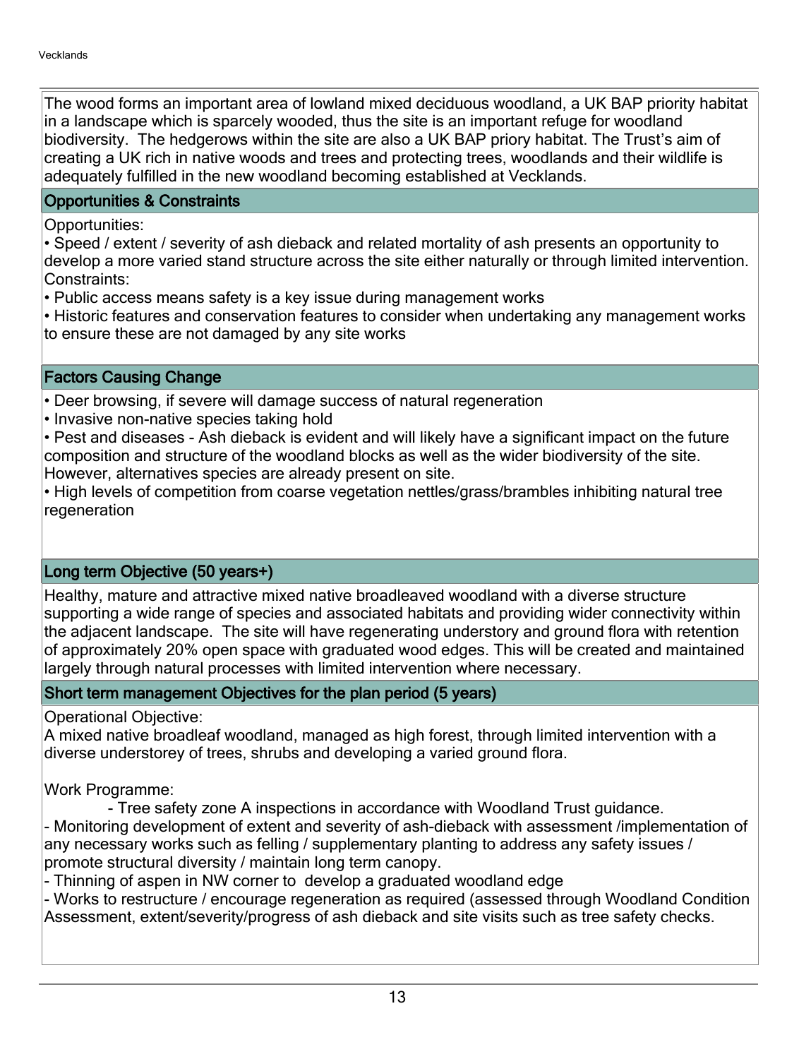The wood forms an important area of lowland mixed deciduous woodland, a UK BAP priority habitat in a landscape which is sparcely wooded, thus the site is an important refuge for woodland biodiversity. The hedgerows within the site are also a UK BAP priory habitat. The Trust's aim of creating a UK rich in native woods and trees and protecting trees, woodlands and their wildlife is adequately fulfilled in the new woodland becoming established at Vecklands.

## Opportunities & Constraints

Opportunities:
• Speed / extent / severity of ash dieback and related mortality of ash presents an opportunity to develop a more varied stand structure across the site either naturally or through limited intervention.
Constraints:
• Public access means safety is a key issue during management works
• Historic features and conservation features to consider when undertaking any management works to ensure these are not damaged by any site works

## Factors Causing Change

• Deer browsing, if severe will damage success of natural regeneration
• Invasive non-native species taking hold
• Pest and diseases - Ash dieback is evident and will likely have a significant impact on the future composition and structure of the woodland blocks as well as the wider biodiversity of the site. However, alternatives species are already present on site.
• High levels of competition from coarse vegetation nettles/grass/brambles inhibiting natural tree regeneration

## Long term Objective (50 years+)

Healthy, mature and attractive mixed native broadleaved woodland with a diverse structure supporting a wide range of species and associated habitats and providing wider connectivity within the adjacent landscape. The site will have regenerating understory and ground flora with retention of approximately 20% open space with graduated wood edges. This will be created and maintained largely through natural processes with limited intervention where necessary.

## Short term management Objectives for the plan period (5 years)

Operational Objective:
A mixed native broadleaf woodland, managed as high forest, through limited intervention with a diverse understorey of trees, shrubs and developing a varied ground flora.

Work Programme:
- Tree safety zone A inspections in accordance with Woodland Trust guidance.
- Monitoring development of extent and severity of ash-dieback with assessment /implementation of any necessary works such as felling / supplementary planting to address any safety issues / promote structural diversity / maintain long term canopy.
- Thinning of aspen in NW corner to develop a graduated woodland edge
- Works to restructure / encourage regeneration as required (assessed through Woodland Condition Assessment, extent/severity/progress of ash dieback and site visits such as tree safety checks.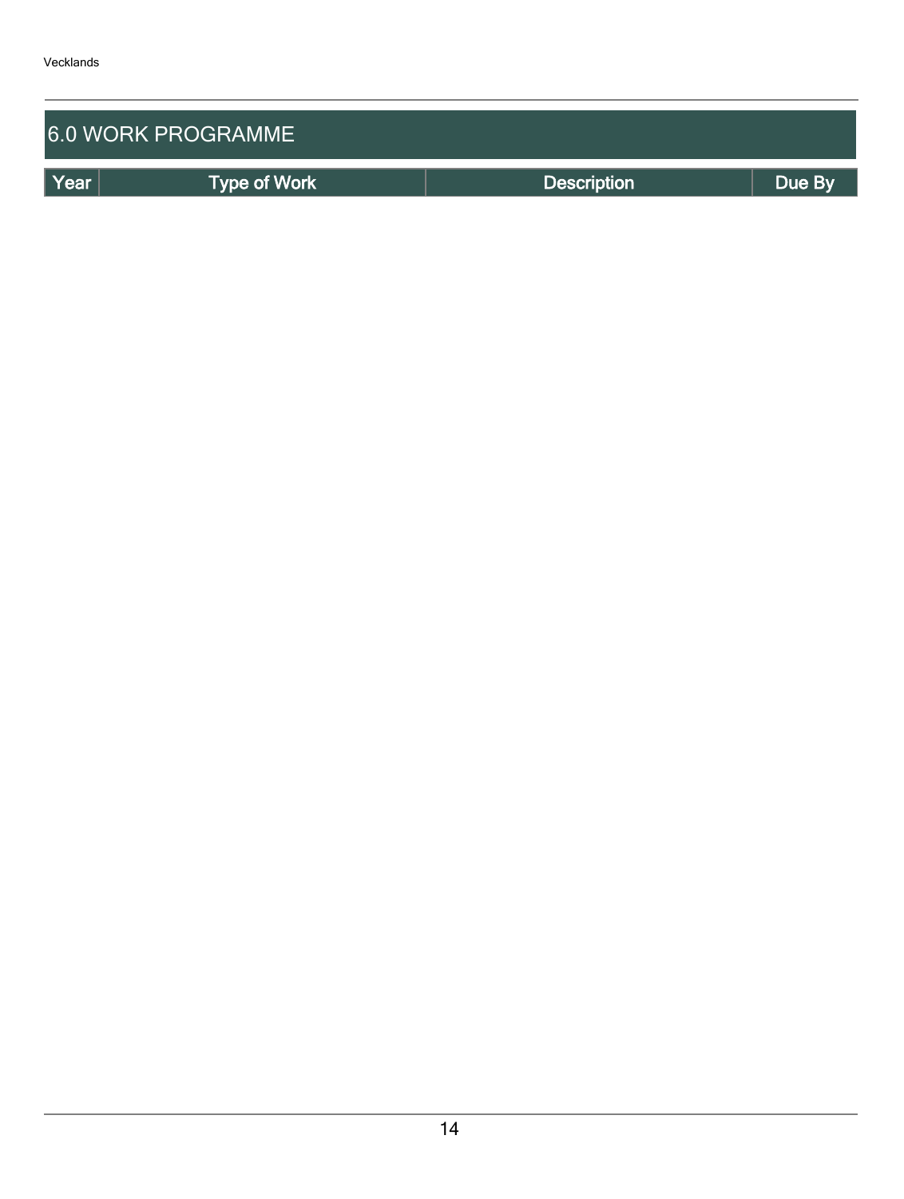## 6.0 WORK PROGRAMME

| Year | Type of Work | Description | Due By |
|---|---|---|---|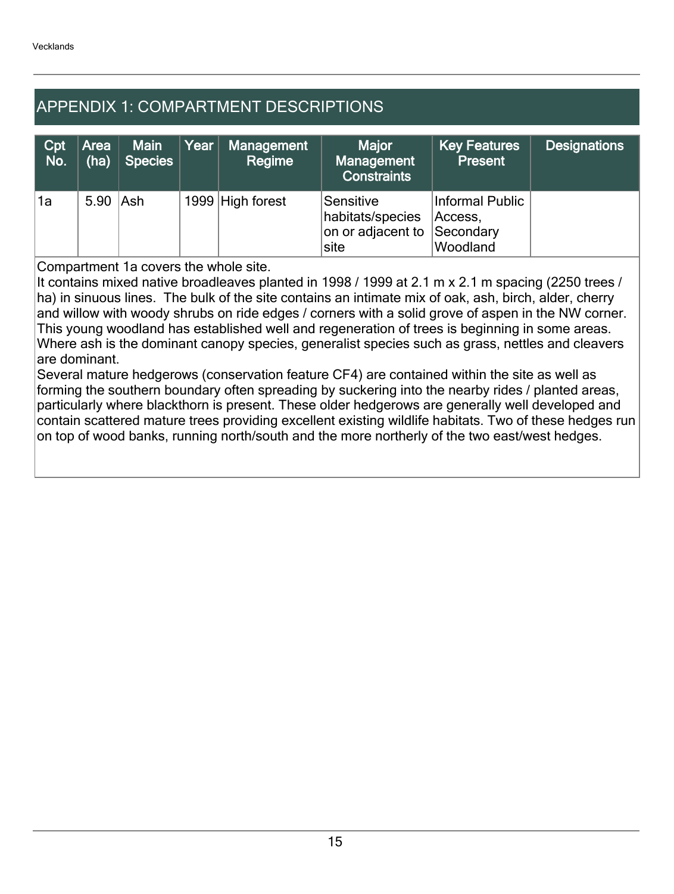# APPENDIX 1: COMPARTMENT DESCRIPTIONS

| Cpt No. | Area (ha) | Main Species | Year | Management Regime | Major Management Constraints | Key Features Present | Designations |
|---|---|---|---|---|---|---|---|
| 1a | 5.90 | Ash | 1999 | High forest | Sensitive habitats/species on or adjacent to site | Informal Public Access, Secondary Woodland | |

Compartment 1a covers the whole site.
It contains mixed native broadleaves planted in 1998 / 1999 at 2.1 m x 2.1 m spacing (2250 trees / ha) in sinuous lines. The bulk of the site contains an intimate mix of oak, ash, birch, alder, cherry and willow with woody shrubs on ride edges / corners with a solid grove of aspen in the NW corner. This young woodland has established well and regeneration of trees is beginning in some areas. Where ash is the dominant canopy species, generalist species such as grass, nettles and cleavers are dominant.
Several mature hedgerows (conservation feature CF4) are contained within the site as well as forming the southern boundary often spreading by suckering into the nearby rides / planted areas, particularly where blackthorn is present. These older hedgerows are generally well developed and contain scattered mature trees providing excellent existing wildlife habitats. Two of these hedges run on top of wood banks, running north/south and the more northerly of the two east/west hedges.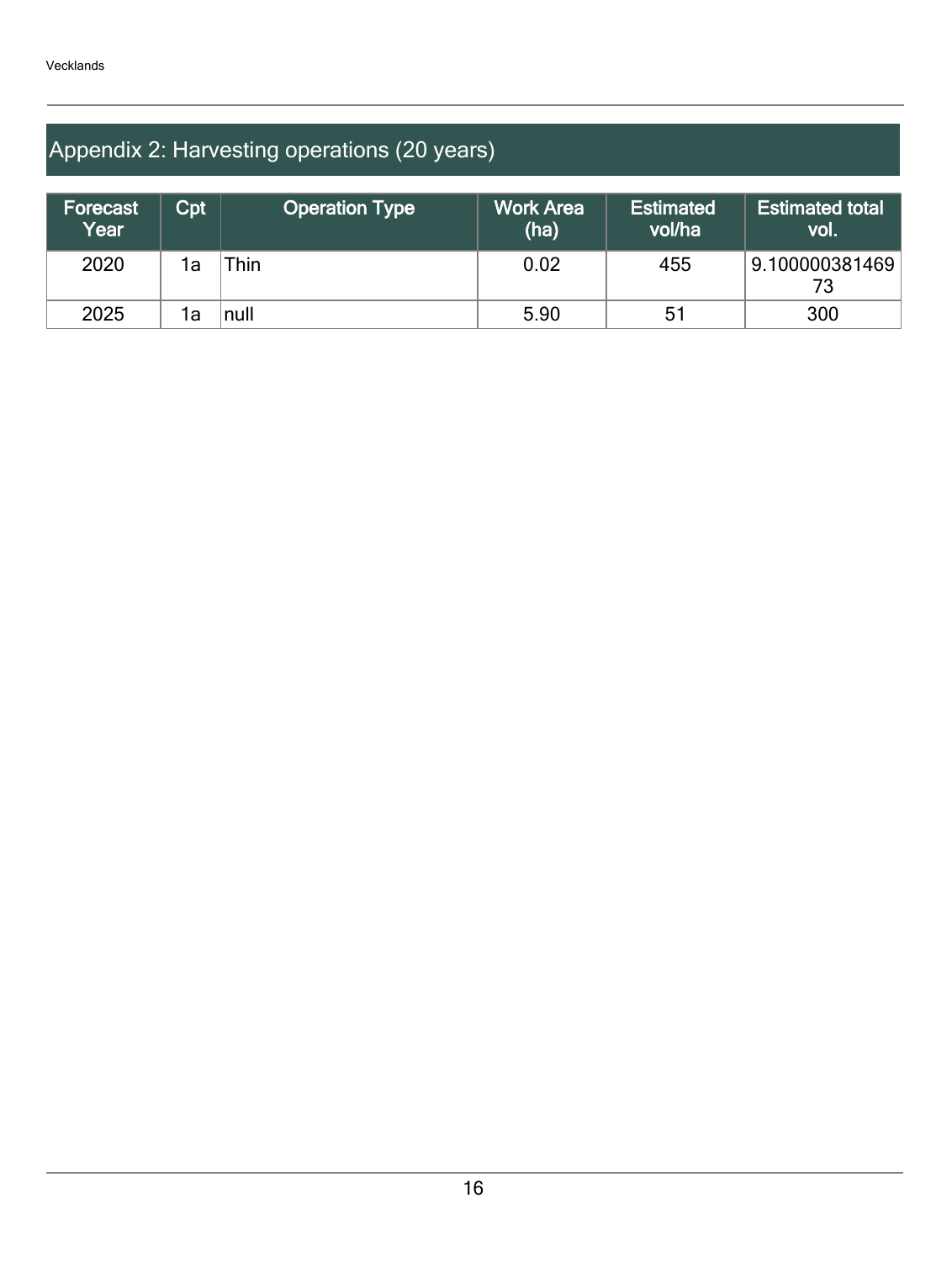## Appendix 2: Harvesting operations (20 years)

| Forecast Year | Cpt | Operation Type | Work Area (ha) | Estimated vol/ha | Estimated total vol. |
|---|---|---|---|---|---|
| 2020 | 1a | Thin | 0.02 | 455 | 9.10000038146973 |
| 2025 | 1a | null | 5.90 | 51 | 300 |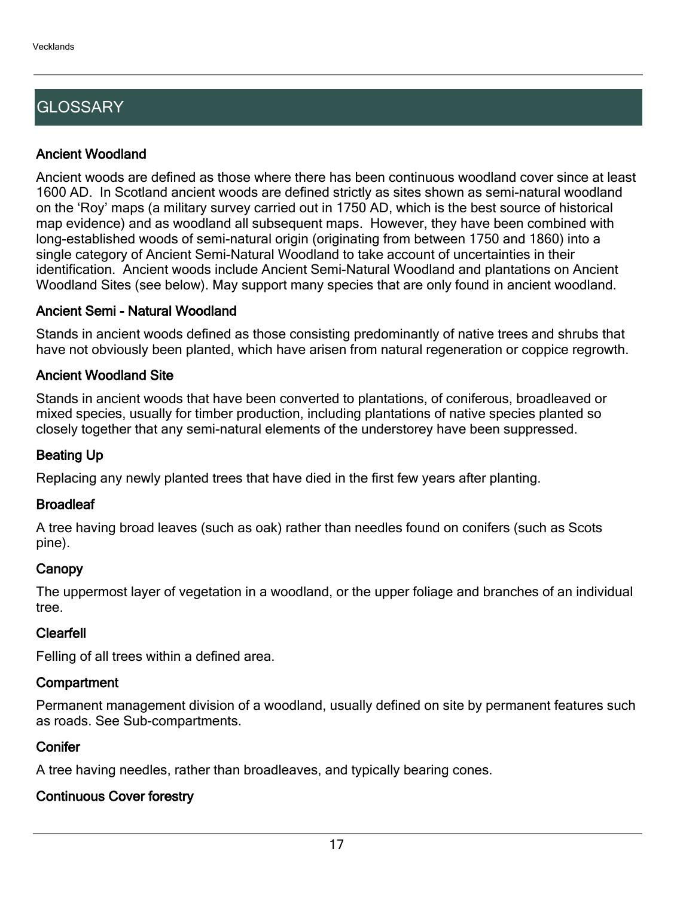## GLOSSARY

### Ancient Woodland

Ancient woods are defined as those where there has been continuous woodland cover since at least 1600 AD. In Scotland ancient woods are defined strictly as sites shown as semi-natural woodland on the 'Roy' maps (a military survey carried out in 1750 AD, which is the best source of historical map evidence) and as woodland all subsequent maps. However, they have been combined with long-established woods of semi-natural origin (originating from between 1750 and 1860) into a single category of Ancient Semi-Natural Woodland to take account of uncertainties in their identification. Ancient woods include Ancient Semi-Natural Woodland and plantations on Ancient Woodland Sites (see below). May support many species that are only found in ancient woodland.

### Ancient Semi - Natural Woodland

Stands in ancient woods defined as those consisting predominantly of native trees and shrubs that have not obviously been planted, which have arisen from natural regeneration or coppice regrowth.

### Ancient Woodland Site

Stands in ancient woods that have been converted to plantations, of coniferous, broadleaved or mixed species, usually for timber production, including plantations of native species planted so closely together that any semi-natural elements of the understorey have been suppressed.

### Beating Up

Replacing any newly planted trees that have died in the first few years after planting.

### Broadleaf

A tree having broad leaves (such as oak) rather than needles found on conifers (such as Scots pine).

### Canopy

The uppermost layer of vegetation in a woodland, or the upper foliage and branches of an individual tree.

### Clearfell

Felling of all trees within a defined area.

### Compartment

Permanent management division of a woodland, usually defined on site by permanent features such as roads. See Sub-compartments.

### Conifer

A tree having needles, rather than broadleaves, and typically bearing cones.

### Continuous Cover forestry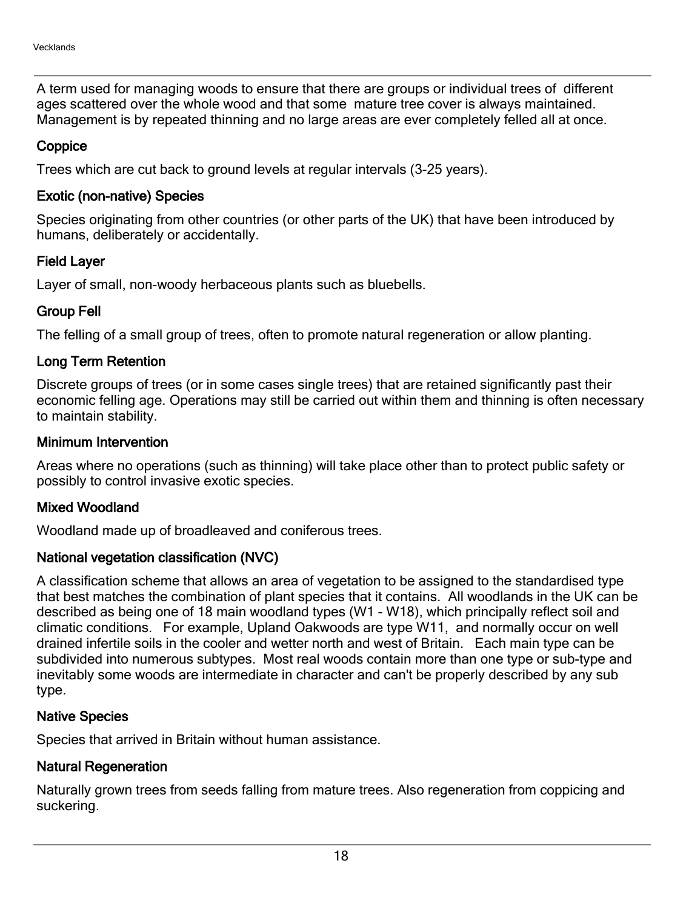A term used for managing woods to ensure that there are groups or individual trees of different ages scattered over the whole wood and that some mature tree cover is always maintained. Management is by repeated thinning and no large areas are ever completely felled all at once.

### Coppice

Trees which are cut back to ground levels at regular intervals (3-25 years).

### Exotic (non-native) Species

Species originating from other countries (or other parts of the UK) that have been introduced by humans, deliberately or accidentally.

### Field Layer

Layer of small, non-woody herbaceous plants such as bluebells.

### Group Fell

The felling of a small group of trees, often to promote natural regeneration or allow planting.

### Long Term Retention

Discrete groups of trees (or in some cases single trees) that are retained significantly past their economic felling age. Operations may still be carried out within them and thinning is often necessary to maintain stability.

### Minimum Intervention

Areas where no operations (such as thinning) will take place other than to protect public safety or possibly to control invasive exotic species.

### Mixed Woodland

Woodland made up of broadleaved and coniferous trees.

### National vegetation classification (NVC)

A classification scheme that allows an area of vegetation to be assigned to the standardised type that best matches the combination of plant species that it contains. All woodlands in the UK can be described as being one of 18 main woodland types (W1 - W18), which principally reflect soil and climatic conditions. For example, Upland Oakwoods are type W11, and normally occur on well drained infertile soils in the cooler and wetter north and west of Britain. Each main type can be subdivided into numerous subtypes. Most real woods contain more than one type or sub-type and inevitably some woods are intermediate in character and can't be properly described by any sub type.

### Native Species

Species that arrived in Britain without human assistance.

### Natural Regeneration

Naturally grown trees from seeds falling from mature trees. Also regeneration from coppicing and suckering.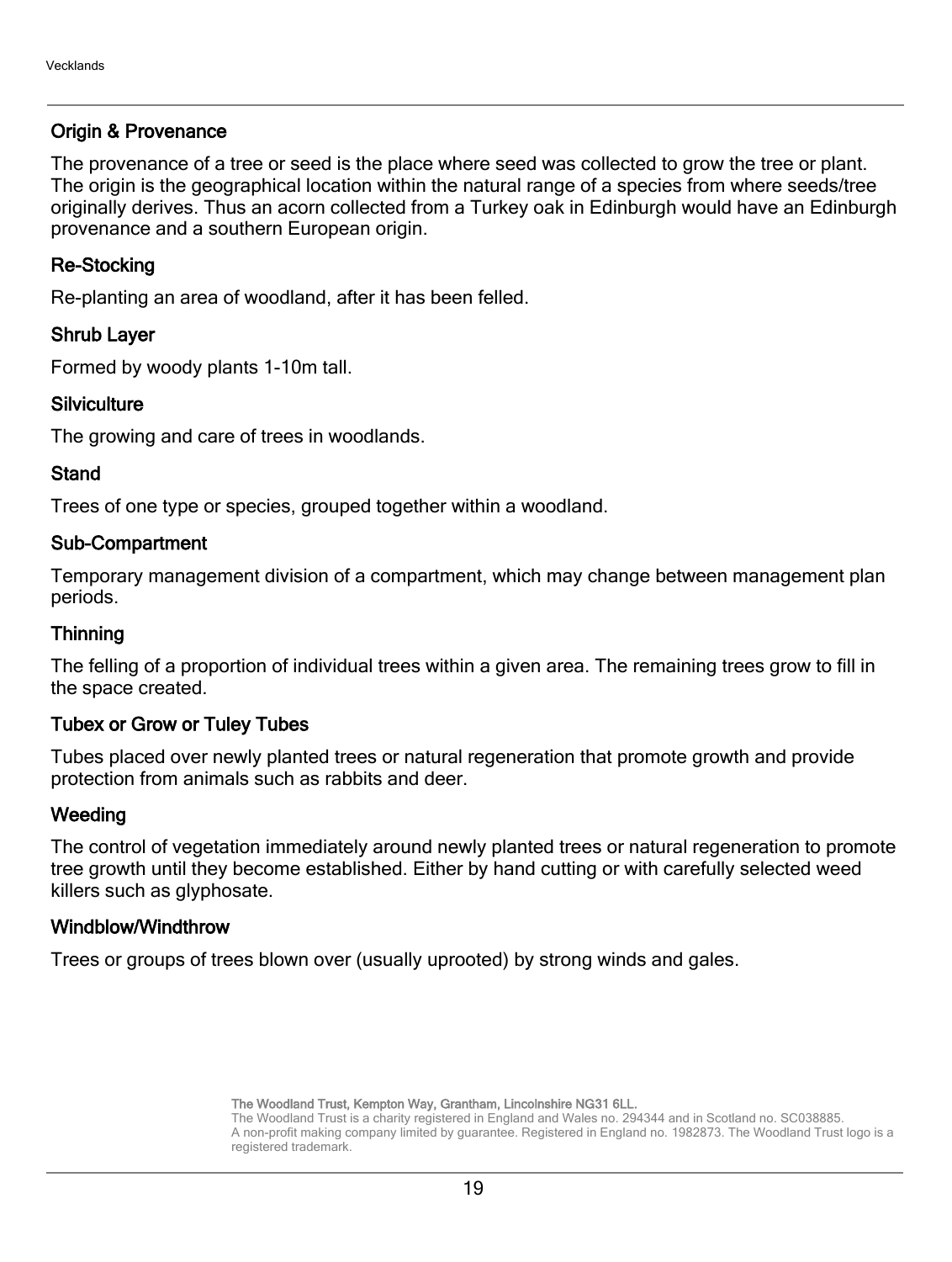### Origin & Provenance

The provenance of a tree or seed is the place where seed was collected to grow the tree or plant. The origin is the geographical location within the natural range of a species from where seeds/tree originally derives. Thus an acorn collected from a Turkey oak in Edinburgh would have an Edinburgh provenance and a southern European origin.

### Re-Stocking

Re-planting an area of woodland, after it has been felled.

### Shrub Layer

Formed by woody plants 1-10m tall.

### Silviculture

The growing and care of trees in woodlands.

### Stand

Trees of one type or species, grouped together within a woodland.

### Sub-Compartment

Temporary management division of a compartment, which may change between management plan periods.

### Thinning

The felling of a proportion of individual trees within a given area. The remaining trees grow to fill in the space created.

### Tubex or Grow or Tuley Tubes

Tubes placed over newly planted trees or natural regeneration that promote growth and provide protection from animals such as rabbits and deer.

### Weeding

The control of vegetation immediately around newly planted trees or natural regeneration to promote tree growth until they become established. Either by hand cutting or with carefully selected weed killers such as glyphosate.

### Windblow/Windthrow

Trees or groups of trees blown over (usually uprooted) by strong winds and gales.